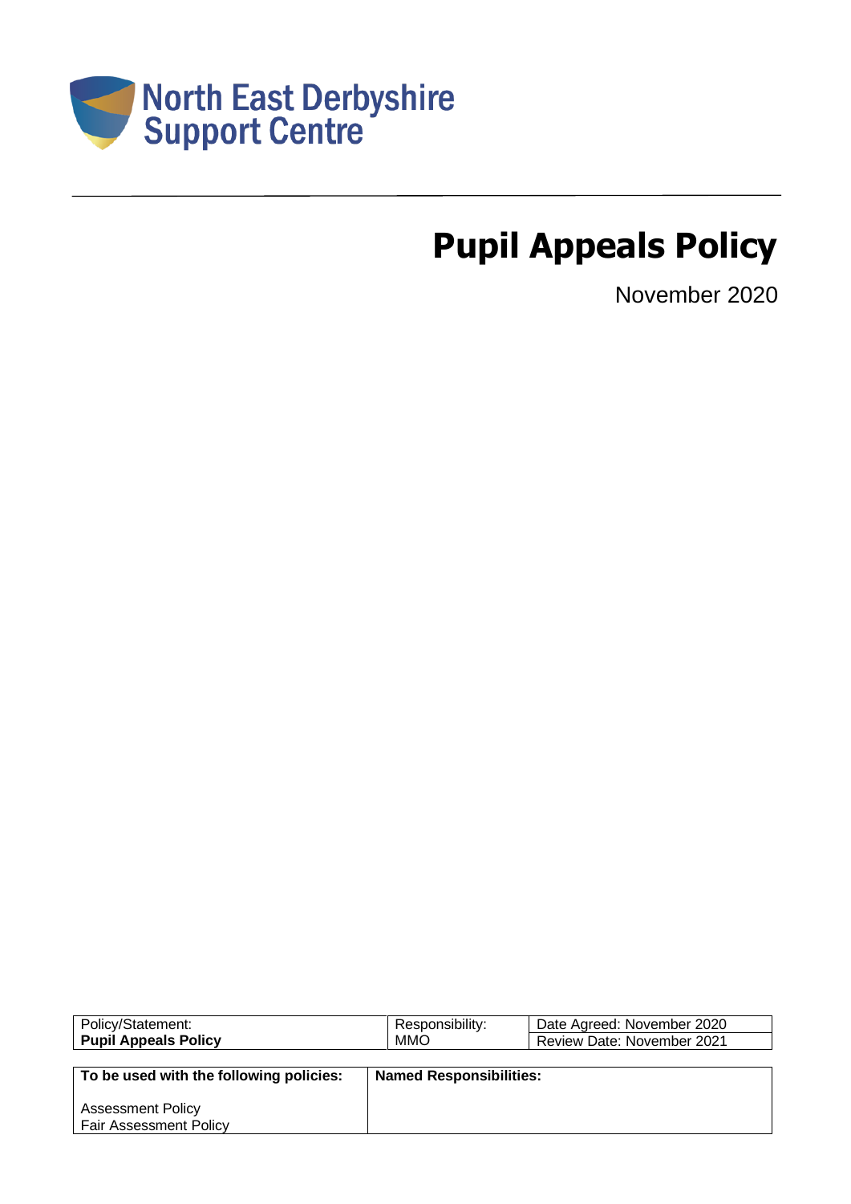North East Derbyshire Support Centre

# Pupil Appeals Policy

November 2020

| Policy/Statement: **Pupil Appeals Policy** | Responsibility: MMO | Date Agreed: November 2020 Review Date: November 2021 |
|---|---|---|

| **To be used with the following policies:** | **Named Responsibilities:** |
|---|---|
| Assessment Policy<br>Fair Assessment Policy | |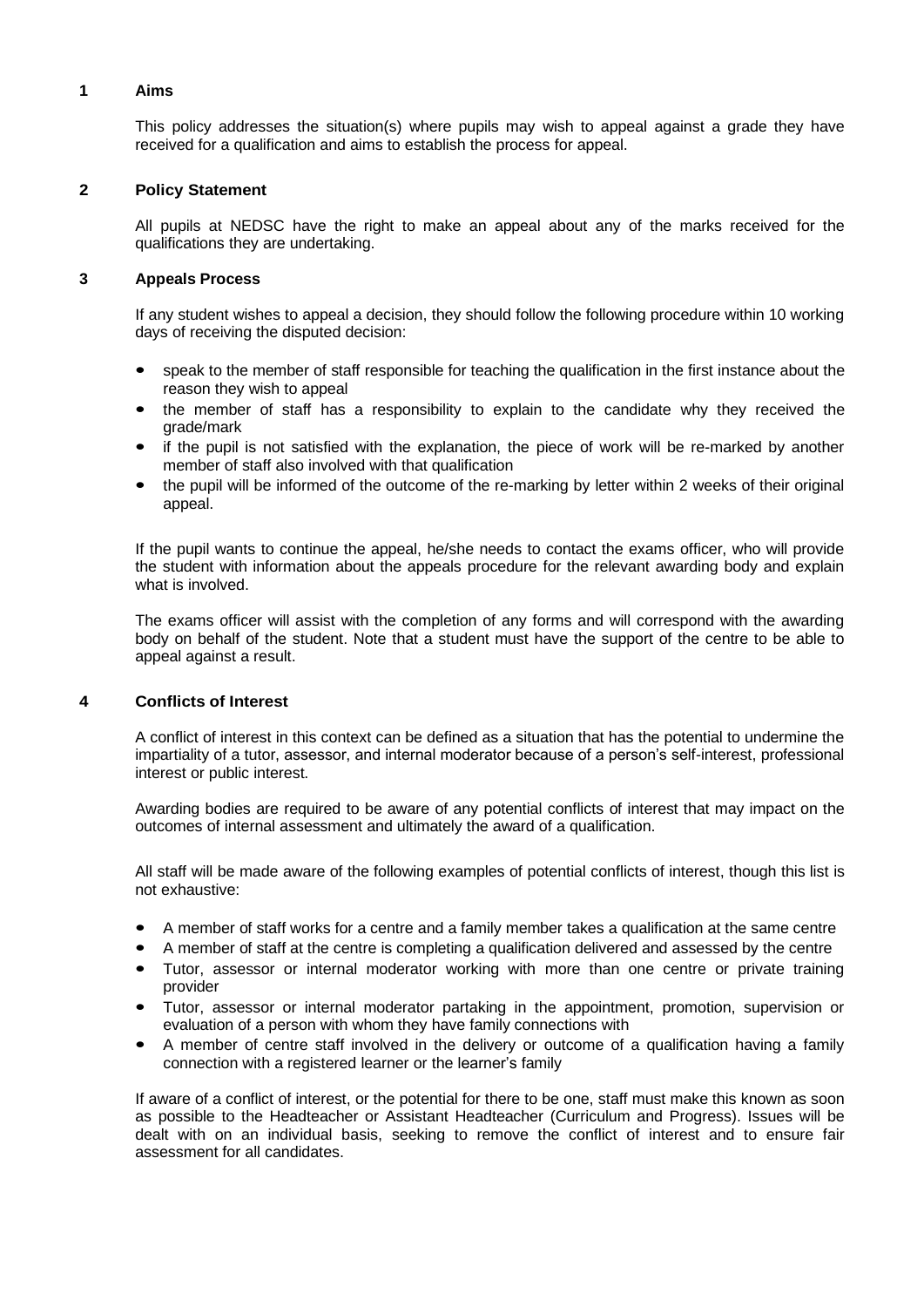## 1 Aims

This policy addresses the situation(s) where pupils may wish to appeal against a grade they have received for a qualification and aims to establish the process for appeal.

## 2 Policy Statement

All pupils at NEDSC have the right to make an appeal about any of the marks received for the qualifications they are undertaking.

## 3 Appeals Process

If any student wishes to appeal a decision, they should follow the following procedure within 10 working days of receiving the disputed decision:

- speak to the member of staff responsible for teaching the qualification in the first instance about the reason they wish to appeal
- the member of staff has a responsibility to explain to the candidate why they received the grade/mark
- if the pupil is not satisfied with the explanation, the piece of work will be re-marked by another member of staff also involved with that qualification
- the pupil will be informed of the outcome of the re-marking by letter within 2 weeks of their original appeal.

If the pupil wants to continue the appeal, he/she needs to contact the exams officer, who will provide the student with information about the appeals procedure for the relevant awarding body and explain what is involved.

The exams officer will assist with the completion of any forms and will correspond with the awarding body on behalf of the student. Note that a student must have the support of the centre to be able to appeal against a result.

## 4 Conflicts of Interest

A conflict of interest in this context can be defined as a situation that has the potential to undermine the impartiality of a tutor, assessor, and internal moderator because of a person's self-interest, professional interest or public interest.

Awarding bodies are required to be aware of any potential conflicts of interest that may impact on the outcomes of internal assessment and ultimately the award of a qualification.

All staff will be made aware of the following examples of potential conflicts of interest, though this list is not exhaustive:

- A member of staff works for a centre and a family member takes a qualification at the same centre
- A member of staff at the centre is completing a qualification delivered and assessed by the centre
- Tutor, assessor or internal moderator working with more than one centre or private training provider
- Tutor, assessor or internal moderator partaking in the appointment, promotion, supervision or evaluation of a person with whom they have family connections with
- A member of centre staff involved in the delivery or outcome of a qualification having a family connection with a registered learner or the learner's family

If aware of a conflict of interest, or the potential for there to be one, staff must make this known as soon as possible to the Headteacher or Assistant Headteacher (Curriculum and Progress). Issues will be dealt with on an individual basis, seeking to remove the conflict of interest and to ensure fair assessment for all candidates.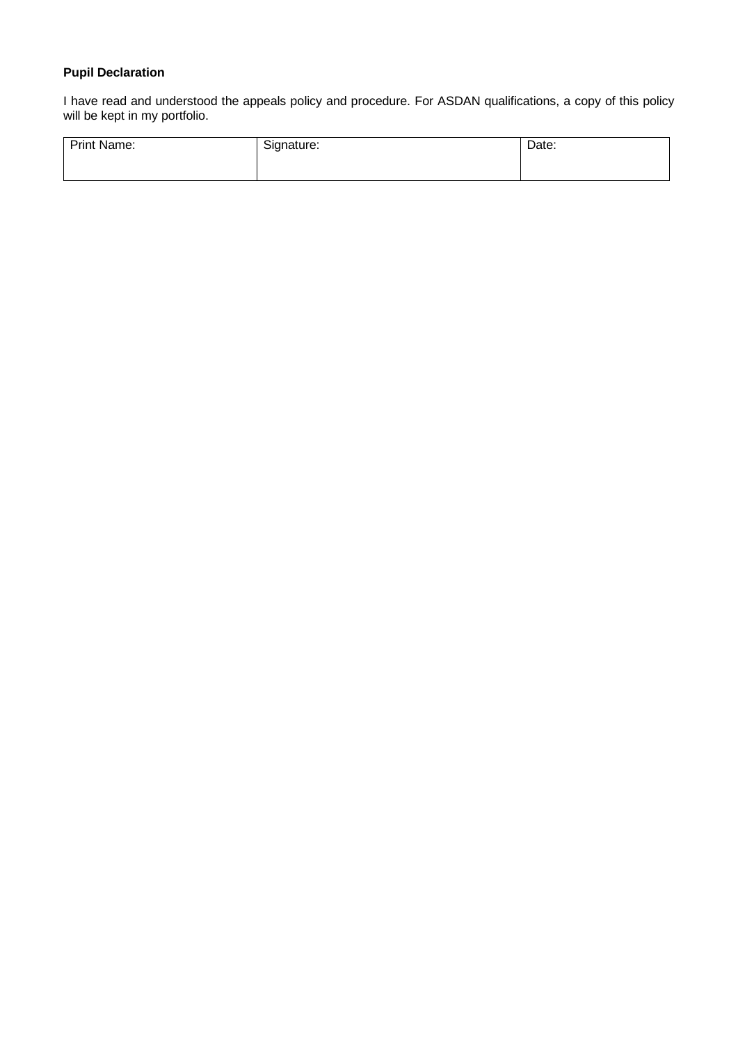**Pupil Declaration**

I have read and understood the appeals policy and procedure. For ASDAN qualifications, a copy of this policy will be kept in my portfolio.

| | | |
|---|---|---|
| Print Name: | Signature: | Date: |